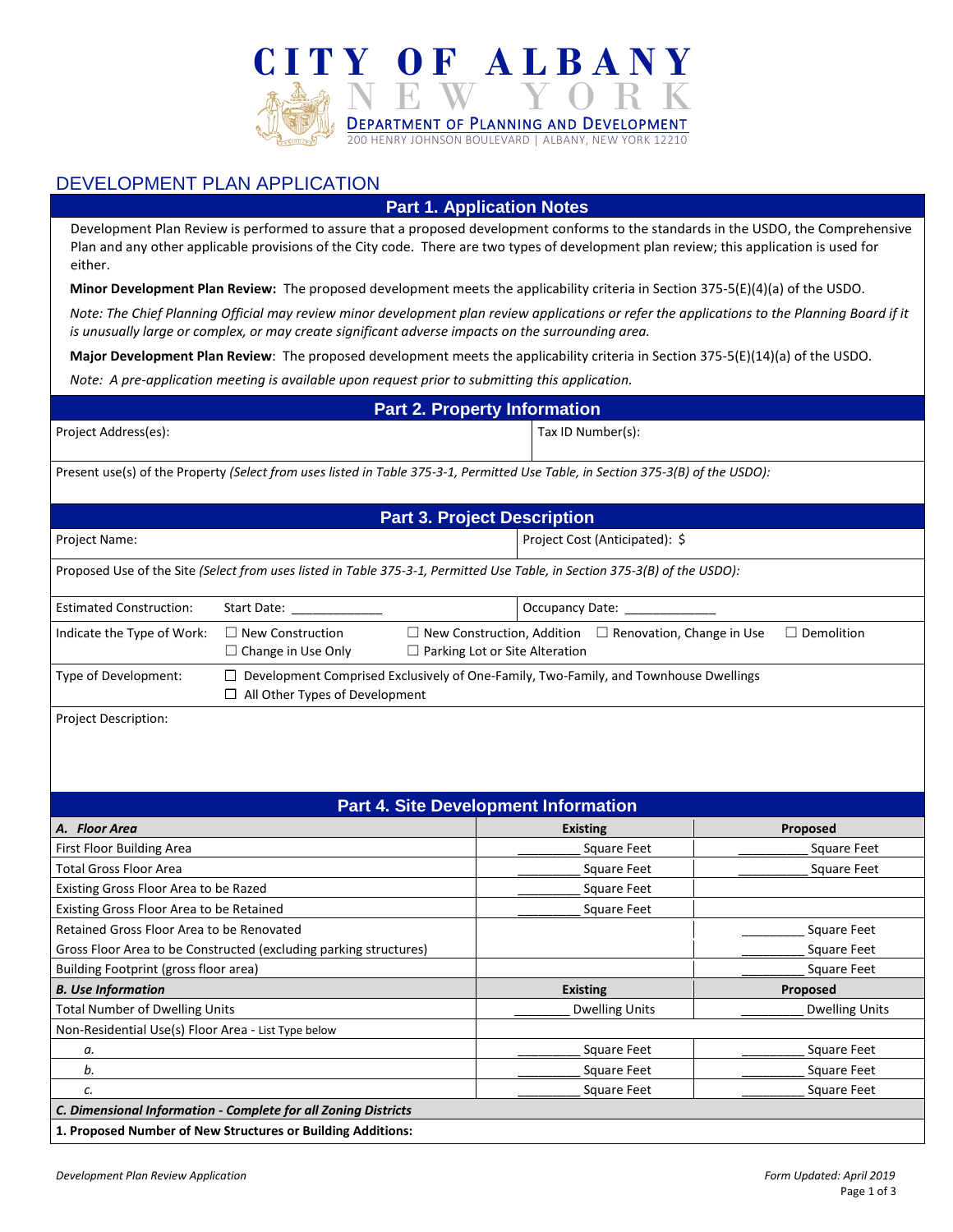# CITY OF ALBANY
# NEW YORK
## DEPARTMENT OF PLANNING AND DEVELOPMENT
200 HENRY JOHNSON BOULEVARD | ALBANY, NEW YORK 12210

# DEVELOPMENT PLAN APPLICATION

## Part 1. Application Notes

Development Plan Review is performed to assure that a proposed development conforms to the standards in the USDO, the Comprehensive Plan and any other applicable provisions of the City code. There are two types of development plan review; this application is used for either.

**Minor Development Plan Review:** The proposed development meets the applicability criteria in Section 375-5(E)(4)(a) of the USDO.

*Note: The Chief Planning Official may review minor development plan review applications or refer the applications to the Planning Board if it is unusually large or complex, or may create significant adverse impacts on the surrounding area.*

**Major Development Plan Review**: The proposed development meets the applicability criteria in Section 375-5(E)(14)(a) of the USDO.

*Note: A pre-application meeting is available upon request prior to submitting this application.*

## Part 2. Property Information

| Project Address(es): | Tax ID Number(s): |
|---|---|

Present use(s) of the Property *(Select from uses listed in Table 375-3-1, Permitted Use Table, in Section 375-3(B) of the USDO):*

## Part 3. Project Description

| Project Name: | Project Cost (Anticipated): $ |
|---|---|

Proposed Use of the Site *(Select from uses listed in Table 375-3-1, Permitted Use Table, in Section 375-3(B) of the USDO):*

| Estimated Construction: | Start Date: ____________ | Occupancy Date: ____________ |
|---|---|---|

Indicate the Type of Work: ☐ New Construction ☐ New Construction, Addition ☐ Renovation, Change in Use ☐ Demolition ☐ Change in Use Only ☐ Parking Lot or Site Alteration

Type of Development: ☐ Development Comprised Exclusively of One-Family, Two-Family, and Townhouse Dwellings ☐ All Other Types of Development

Project Description:

## Part 4. Site Development Information

| ***A. Floor Area*** | **Existing** | **Proposed** |
|---|---|---|
| First Floor Building Area | ________ Square Feet | ________ Square Feet |
| Total Gross Floor Area | ________ Square Feet | ________ Square Feet |
| Existing Gross Floor Area to be Razed | ________ Square Feet | |
| Existing Gross Floor Area to be Retained | ________ Square Feet | |
| Retained Gross Floor Area to be Renovated | | ________ Square Feet |
| Gross Floor Area to be Constructed (excluding parking structures) | | ________ Square Feet |
| Building Footprint (gross floor area) | | ________ Square Feet |
| ***B. Use Information*** | **Existing** | **Proposed** |
| Total Number of Dwelling Units | ________ Dwelling Units | ________ Dwelling Units |
| Non-Residential Use(s) Floor Area - List Type below | | |
| *a.* | ________ Square Feet | ________ Square Feet |
| *b.* | ________ Square Feet | ________ Square Feet |
| *c.* | ________ Square Feet | ________ Square Feet |
| ***C. Dimensional Information - Complete for all Zoning Districts*** | | |
| **1. Proposed Number of New Structures or Building Additions:** | | |

*Development Plan Review Application* *Form Updated: April 2019*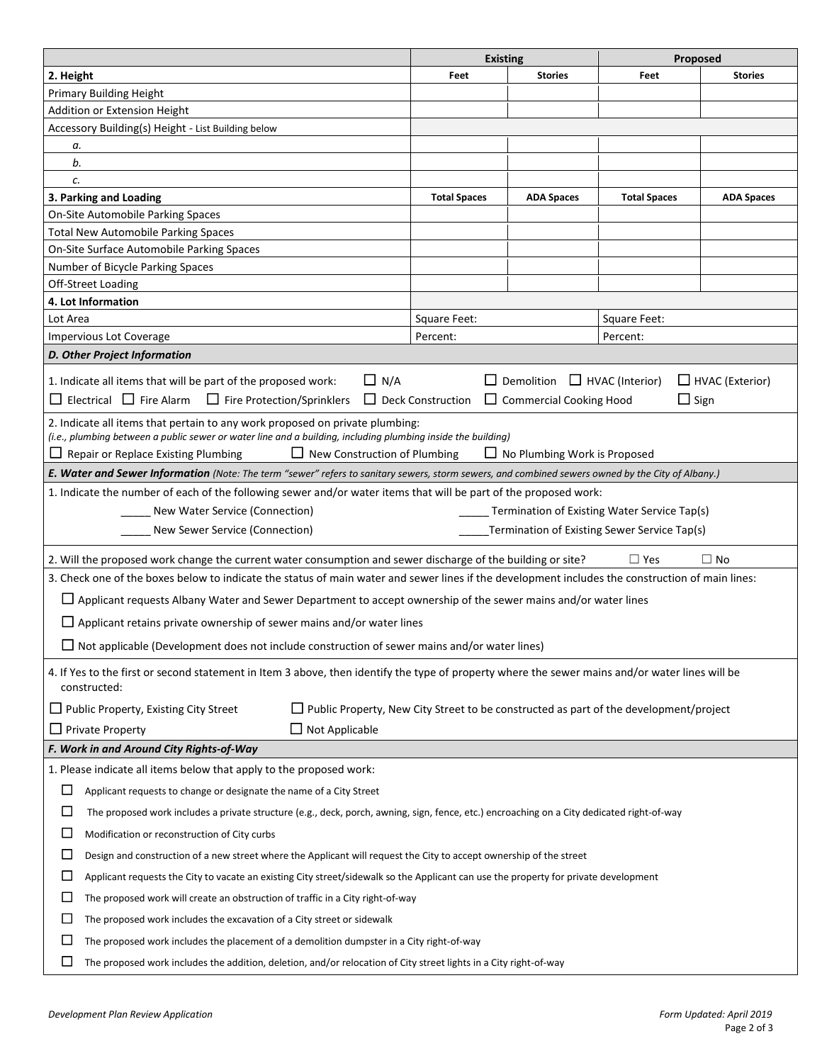| | Existing | | Proposed | |
|---|---|---|---|---|
| **2. Height** | **Feet** | **Stories** | **Feet** | **Stories** |
| Primary Building Height | | | | |
| Addition or Extension Height | | | | |
| Accessory Building(s) Height - List Building below | | | | |
| *a.* | | | | |
| *b.* | | | | |
| *c.* | | | | |
| **3. Parking and Loading** | **Total Spaces** | **ADA Spaces** | **Total Spaces** | **ADA Spaces** |
| On-Site Automobile Parking Spaces | | | | |
| Total New Automobile Parking Spaces | | | | |
| On-Site Surface Automobile Parking Spaces | | | | |
| Number of Bicycle Parking Spaces | | | | |
| Off-Street Loading | | | | |
| **4. Lot Information** | | | | |
| Lot Area | Square Feet: | | Square Feet: | |
| Impervious Lot Coverage | Percent: | | Percent: | |

### *D. Other Project Information*

1. Indicate all items that will be part of the proposed work: ☐ N/A ☐ Demolition ☐ HVAC (Interior) ☐ HVAC (Exterior) ☐ Electrical ☐ Fire Alarm ☐ Fire Protection/Sprinklers ☐ Deck Construction ☐ Commercial Cooking Hood ☐ Sign

2. Indicate all items that pertain to any work proposed on private plumbing:
*(i.e., plumbing between a public sewer or water line and a building, including plumbing inside the building)*
☐ Repair or Replace Existing Plumbing ☐ New Construction of Plumbing ☐ No Plumbing Work is Proposed

### *E. Water and Sewer Information* *(Note: The term "sewer" refers to sanitary sewers, storm sewers, and combined sewers owned by the City of Albany.)*

1. Indicate the number of each of the following sewer and/or water items that will be part of the proposed work:

_____ New Water Service (Connection) _____ Termination of Existing Water Service Tap(s)

_____ New Sewer Service (Connection) _____Termination of Existing Sewer Service Tap(s)

2. Will the proposed work change the current water consumption and sewer discharge of the building or site? ☐ Yes ☐ No

3. Check one of the boxes below to indicate the status of main water and sewer lines if the development includes the construction of main lines:

☐ Applicant requests Albany Water and Sewer Department to accept ownership of the sewer mains and/or water lines

☐ Applicant retains private ownership of sewer mains and/or water lines

☐ Not applicable (Development does not include construction of sewer mains and/or water lines)

4. If Yes to the first or second statement in Item 3 above, then identify the type of property where the sewer mains and/or water lines will be constructed:

☐ Public Property, Existing City Street ☐ Public Property, New City Street to be constructed as part of the development/project

☐ Private Property ☐ Not Applicable

### *F. Work in and Around City Rights-of-Way*

1. Please indicate all items below that apply to the proposed work:

☐ Applicant requests to change or designate the name of a City Street

☐ The proposed work includes a private structure (e.g., deck, porch, awning, sign, fence, etc.) encroaching on a City dedicated right-of-way

☐ Modification or reconstruction of City curbs

☐ Design and construction of a new street where the Applicant will request the City to accept ownership of the street

☐ Applicant requests the City to vacate an existing City street/sidewalk so the Applicant can use the property for private development

☐ The proposed work will create an obstruction of traffic in a City right-of-way

☐ The proposed work includes the excavation of a City street or sidewalk

☐ The proposed work includes the placement of a demolition dumpster in a City right-of-way

☐ The proposed work includes the addition, deletion, and/or relocation of City street lights in a City right-of-way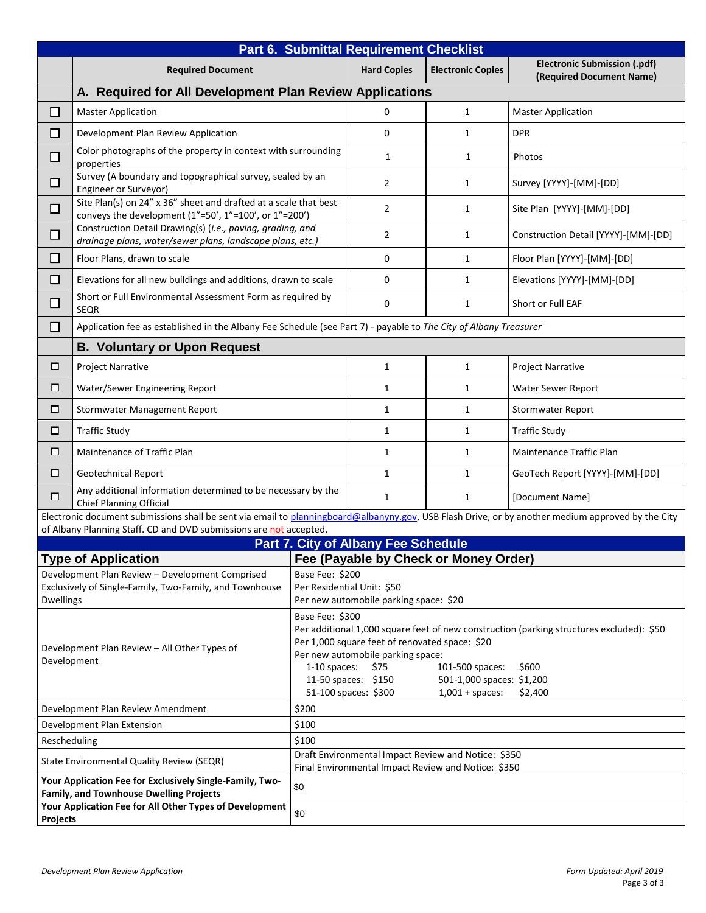## Part 6. Submittal Requirement Checklist

| | Required Document | Hard Copies | Electronic Copies | Electronic Submission (.pdf) (Required Document Name) |
|---|---|---|---|---|
| | **A. Required for All Development Plan Review Applications** | | | |
| ☐ | Master Application | 0 | 1 | Master Application |
| ☐ | Development Plan Review Application | 0 | 1 | DPR |
| ☐ | Color photographs of the property in context with surrounding properties | 1 | 1 | Photos |
| ☐ | Survey (A boundary and topographical survey, sealed by an Engineer or Surveyor) | 2 | 1 | Survey [YYYY]-[MM]-[DD] |
| ☐ | Site Plan(s) on 24" x 36" sheet and drafted at a scale that best conveys the development (1"=50', 1"=100', or 1"=200') | 2 | 1 | Site Plan [YYYY]-[MM]-[DD] |
| ☐ | Construction Detail Drawing(s) (*i.e., paving, grading, and drainage plans, water/sewer plans, landscape plans, etc.)* | 2 | 1 | Construction Detail [YYYY]-[MM]-[DD] |
| ☐ | Floor Plans, drawn to scale | 0 | 1 | Floor Plan [YYYY]-[MM]-[DD] |
| ☐ | Elevations for all new buildings and additions, drawn to scale | 0 | 1 | Elevations [YYYY]-[MM]-[DD] |
| ☐ | Short or Full Environmental Assessment Form as required by SEQR | 0 | 1 | Short or Full EAF |
| ☐ | Application fee as established in the Albany Fee Schedule (see Part 7) - payable to *The City of Albany Treasurer* | | | |
| | **B. Voluntary or Upon Request** | | | |
| ☐ | Project Narrative | 1 | 1 | Project Narrative |
| ☐ | Water/Sewer Engineering Report | 1 | 1 | Water Sewer Report |
| ☐ | Stormwater Management Report | 1 | 1 | Stormwater Report |
| ☐ | Traffic Study | 1 | 1 | Traffic Study |
| ☐ | Maintenance of Traffic Plan | 1 | 1 | Maintenance Traffic Plan |
| ☐ | Geotechnical Report | 1 | 1 | GeoTech Report [YYYY]-[MM]-[DD] |
| ☐ | Any additional information determined to be necessary by the Chief Planning Official | 1 | 1 | [Document Name] |

Electronic document submissions shall be sent via email to planningboard@albanyny.gov, USB Flash Drive, or by another medium approved by the City of Albany Planning Staff. CD and DVD submissions are not accepted.

## Part 7. City of Albany Fee Schedule

| Type of Application | Fee (Payable by Check or Money Order) |
|---|---|
| Development Plan Review – Development Comprised Exclusively of Single-Family, Two-Family, and Townhouse Dwellings | Base Fee: $200<br>Per Residential Unit: $50<br>Per new automobile parking space: $20 |
| Development Plan Review – All Other Types of Development | Base Fee: $300<br>Per additional 1,000 square feet of new construction (parking structures excluded): $50<br>Per 1,000 square feet of renovated space: $20<br>Per new automobile parking space:<br>1-10 spaces: $75<br>11-50 spaces: $150<br>51-100 spaces: $300<br>101-500 spaces: $600<br>501-1,000 spaces: $1,200<br>1,001 + spaces: $2,400 |
| Development Plan Review Amendment | $200 |
| Development Plan Extension | $100 |
| Rescheduling | $100 |
| State Environmental Quality Review (SEQR) | Draft Environmental Impact Review and Notice: $350<br>Final Environmental Impact Review and Notice: $350 |
| **Your Application Fee for Exclusively Single-Family, Two-Family, and Townhouse Dwelling Projects** | $0 |
| **Your Application Fee for All Other Types of Development Projects** | $0 |

*Development Plan Review Application* *Form Updated: April 2019*